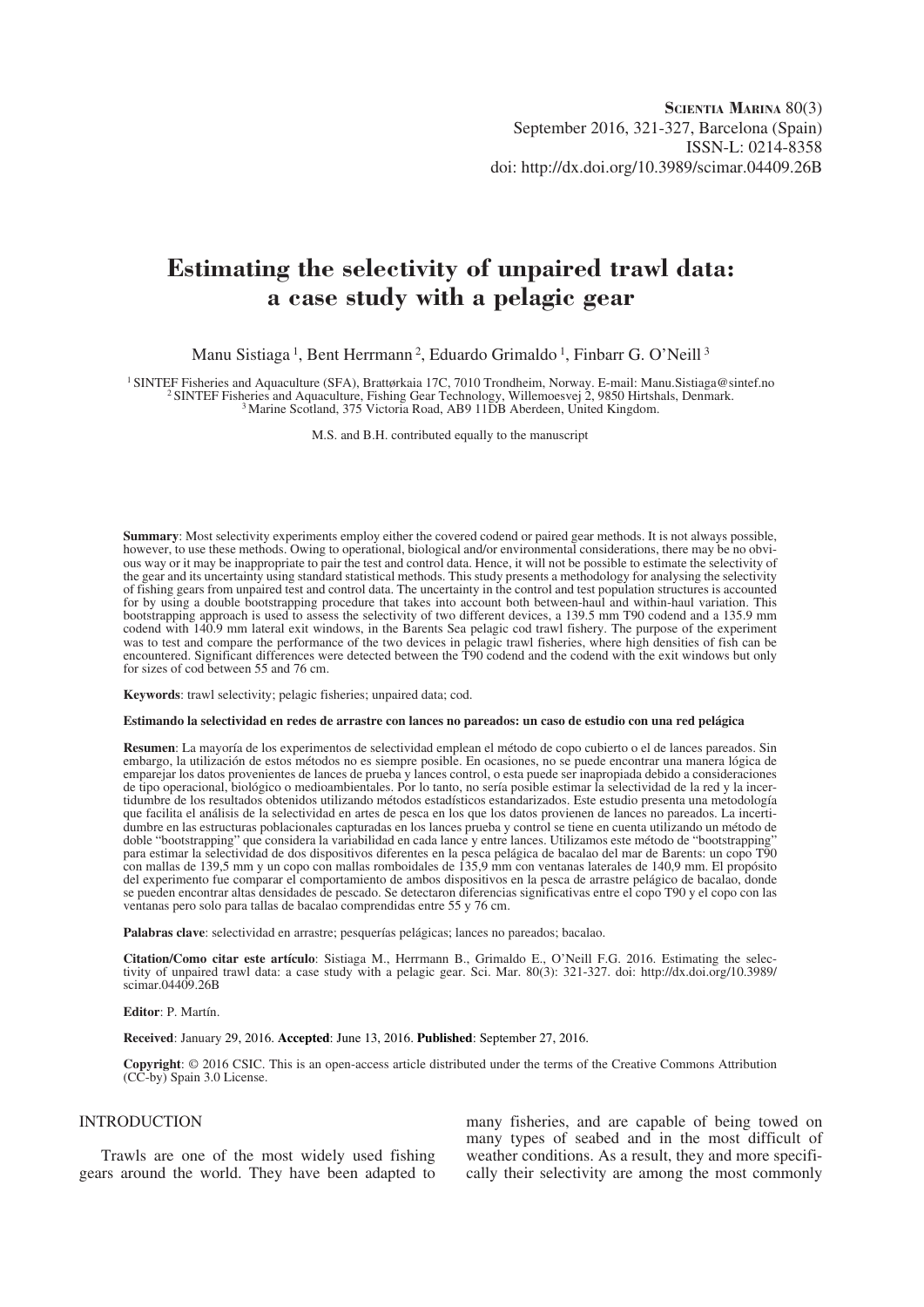# Estimating the selectivity of unpaired trawl data: a case study with a pelagic gear

Manu Sistiaga [1], Bent Herrmann [2], Eduardo Grimaldo [1], Finbarr G. O'Neill [3]

[1] SINTEF Fisheries and Aquaculture (SFA), Brattørkaia 17C, 7010 Trondheim, Norway. E-mail: Manu.Sistiaga@sintef.no
[2] SINTEF Fisheries and Aquaculture, Fishing Gear Technology, Willemoesvej 2, 9850 Hirtshals, Denmark.
[3] Marine Scotland, 375 Victoria Road, AB9 11DB Aberdeen, United Kingdom.

M.S. and B.H. contributed equally to the manuscript

**Summary**: Most selectivity experiments employ either the covered codend or paired gear methods. It is not always possible, however, to use these methods. Owing to operational, biological and/or environmental considerations, there may be no obvious way or it may be inappropriate to pair the test and control data. Hence, it will not be possible to estimate the selectivity of the gear and its uncertainty using standard statistical methods. This study presents a methodology for analysing the selectivity of fishing gears from unpaired test and control data. The uncertainty in the control and test population structures is accounted for by using a double bootstrapping procedure that takes into account both between-haul and within-haul variation. This bootstrapping approach is used to assess the selectivity of two different devices, a 139.5 mm T90 codend and a 135.9 mm codend with 140.9 mm lateral exit windows, in the Barents Sea pelagic cod trawl fishery. The purpose of the experiment was to test and compare the performance of the two devices in pelagic trawl fisheries, where high densities of fish can be encountered. Significant differences were detected between the T90 codend and the codend with the exit windows but only for sizes of cod between 55 and 76 cm.

**Keywords**: trawl selectivity; pelagic fisheries; unpaired data; cod.

**Estimando la selectividad en redes de arrastre con lances no pareados: un caso de estudio con una red pelágica**

**Resumen**: La mayoría de los experimentos de selectividad emplean el método de copo cubierto o el de lances pareados. Sin embargo, la utilización de estos métodos no es siempre posible. En ocasiones, no se puede encontrar una manera lógica de emparejar los datos provenientes de lances de prueba y lances control, o esta puede ser inapropiada debido a consideraciones de tipo operacional, biológico o medioambientales. Por lo tanto, no sería posible estimar la selectividad de la red y la incertidumbre de los resultados obtenidos utilizando métodos estadísticos estandarizados. Este estudio presenta una metodología que facilita el análisis de la selectividad en artes de pesca en los que los datos provienen de lances no pareados. La incertidumbre en las estructuras poblacionales capturadas en los lances prueba y control se tiene en cuenta utilizando un método de doble "bootstrapping" que considera la variabilidad en cada lance y entre lances. Utilizamos este método de "bootstrapping" para estimar la selectividad de dos dispositivos diferentes en la pesca pelágica de bacalao del mar de Barents: un copo T90 con mallas de 139,5 mm y un copo con mallas romboidales de 135,9 mm con ventanas laterales de 140,9 mm. El propósito del experimento fue comparar el comportamiento de ambos dispositivos en la pesca de arrastre pelágico de bacalao, donde se pueden encontrar altas densidades de pescado. Se detectaron diferencias significativas entre el copo T90 y el copo con las ventanas pero solo para tallas de bacalao comprendidas entre 55 y 76 cm.

**Palabras clave**: selectividad en arrastre; pesquerías pelágicas; lances no pareados; bacalao.

**Citation/Como citar este artículo**: Sistiaga M., Herrmann B., Grimaldo E., O'Neill F.G. 2016. Estimating the selectivity of unpaired trawl data: a case study with a pelagic gear. Sci. Mar. 80(3): 321-327. doi: http://dx.doi.org/10.3989/scimar.04409.26B

**Editor**: P. Martín.

**Received**: January 29, 2016. **Accepted**: June 13, 2016. **Published**: September 27, 2016.

**Copyright**: © 2016 CSIC. This is an open-access article distributed under the terms of the Creative Commons Attribution (CC-by) Spain 3.0 License.

## INTRODUCTION

Trawls are one of the most widely used fishing gears around the world. They have been adapted to many fisheries, and are capable of being towed on many types of seabed and in the most difficult of weather conditions. As a result, they and more specifically their selectivity are among the most commonly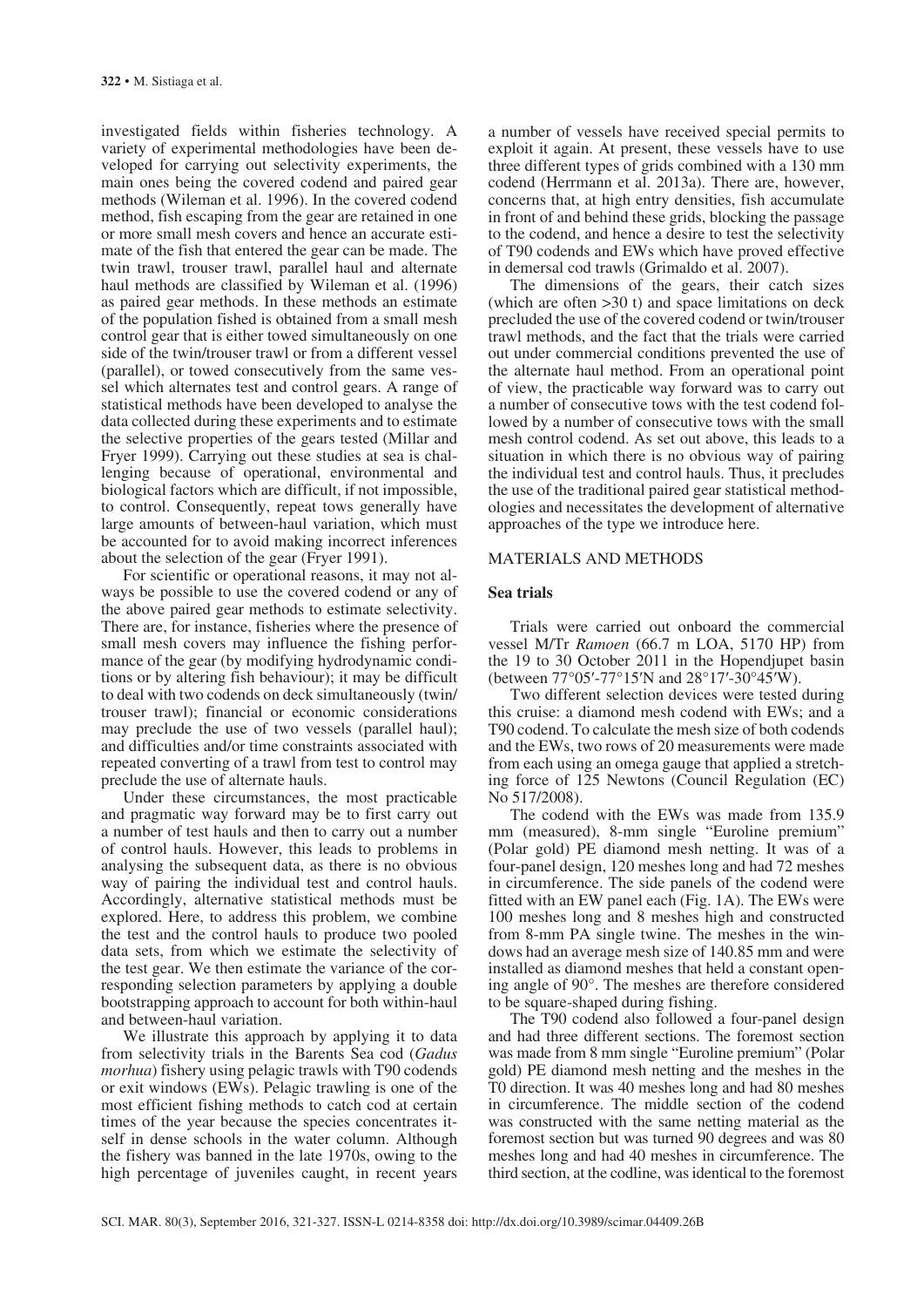investigated fields within fisheries technology. A variety of experimental methodologies have been developed for carrying out selectivity experiments, the main ones being the covered codend and paired gear methods (Wileman et al. 1996). In the covered codend method, fish escaping from the gear are retained in one or more small mesh covers and hence an accurate estimate of the fish that entered the gear can be made. The twin trawl, trouser trawl, parallel haul and alternate haul methods are classified by Wileman et al. (1996) as paired gear methods. In these methods an estimate of the population fished is obtained from a small mesh control gear that is either towed simultaneously on one side of the twin/trouser trawl or from a different vessel (parallel), or towed consecutively from the same vessel which alternates test and control gears. A range of statistical methods have been developed to analyse the data collected during these experiments and to estimate the selective properties of the gears tested (Millar and Fryer 1999). Carrying out these studies at sea is challenging because of operational, environmental and biological factors which are difficult, if not impossible, to control. Consequently, repeat tows generally have large amounts of between-haul variation, which must be accounted for to avoid making incorrect inferences about the selection of the gear (Fryer 1991).

For scientific or operational reasons, it may not always be possible to use the covered codend or any of the above paired gear methods to estimate selectivity. There are, for instance, fisheries where the presence of small mesh covers may influence the fishing performance of the gear (by modifying hydrodynamic conditions or by altering fish behaviour); it may be difficult to deal with two codends on deck simultaneously (twin/trouser trawl); financial or economic considerations may preclude the use of two vessels (parallel haul); and difficulties and/or time constraints associated with repeated converting of a trawl from test to control may preclude the use of alternate hauls.

Under these circumstances, the most practicable and pragmatic way forward may be to first carry out a number of test hauls and then to carry out a number of control hauls. However, this leads to problems in analysing the subsequent data, as there is no obvious way of pairing the individual test and control hauls. Accordingly, alternative statistical methods must be explored. Here, to address this problem, we combine the test and the control hauls to produce two pooled data sets, from which we estimate the selectivity of the test gear. We then estimate the variance of the corresponding selection parameters by applying a double bootstrapping approach to account for both within-haul and between-haul variation.

We illustrate this approach by applying it to data from selectivity trials in the Barents Sea cod (*Gadus morhua*) fishery using pelagic trawls with T90 codends or exit windows (EWs). Pelagic trawling is one of the most efficient fishing methods to catch cod at certain times of the year because the species concentrates itself in dense schools in the water column. Although the fishery was banned in the late 1970s, owing to the high percentage of juveniles caught, in recent years a number of vessels have received special permits to exploit it again. At present, these vessels have to use three different types of grids combined with a 130 mm codend (Herrmann et al. 2013a). There are, however, concerns that, at high entry densities, fish accumulate in front of and behind these grids, blocking the passage to the codend, and hence a desire to test the selectivity of T90 codends and EWs which have proved effective in demersal cod trawls (Grimaldo et al. 2007).

The dimensions of the gears, their catch sizes (which are often >30 t) and space limitations on deck precluded the use of the covered codend or twin/trouser trawl methods, and the fact that the trials were carried out under commercial conditions prevented the use of the alternate haul method. From an operational point of view, the practicable way forward was to carry out a number of consecutive tows with the test codend followed by a number of consecutive tows with the small mesh control codend. As set out above, this leads to a situation in which there is no obvious way of pairing the individual test and control hauls. Thus, it precludes the use of the traditional paired gear statistical methodologies and necessitates the development of alternative approaches of the type we introduce here.

## MATERIALS AND METHODS

### Sea trials

Trials were carried out onboard the commercial vessel M/Tr *Ramoen* (66.7 m LOA, 5170 HP) from the 19 to 30 October 2011 in the Hopendjupet basin (between 77°05′-77°15′N and 28°17′-30°45′W).

Two different selection devices were tested during this cruise: a diamond mesh codend with EWs; and a T90 codend. To calculate the mesh size of both codends and the EWs, two rows of 20 measurements were made from each using an omega gauge that applied a stretching force of 125 Newtons (Council Regulation (EC) No 517/2008).

The codend with the EWs was made from 135.9 mm (measured), 8-mm single "Euroline premium" (Polar gold) PE diamond mesh netting. It was of a four-panel design, 120 meshes long and had 72 meshes in circumference. The side panels of the codend were fitted with an EW panel each (Fig. 1A). The EWs were 100 meshes long and 8 meshes high and constructed from 8-mm PA single twine. The meshes in the windows had an average mesh size of 140.85 mm and were installed as diamond meshes that held a constant opening angle of 90°. The meshes are therefore considered to be square-shaped during fishing.

The T90 codend also followed a four-panel design and had three different sections. The foremost section was made from 8 mm single "Euroline premium" (Polar gold) PE diamond mesh netting and the meshes in the T0 direction. It was 40 meshes long and had 80 meshes in circumference. The middle section of the codend was constructed with the same netting material as the foremost section but was turned 90 degrees and was 80 meshes long and had 40 meshes in circumference. The third section, at the codline, was identical to the foremost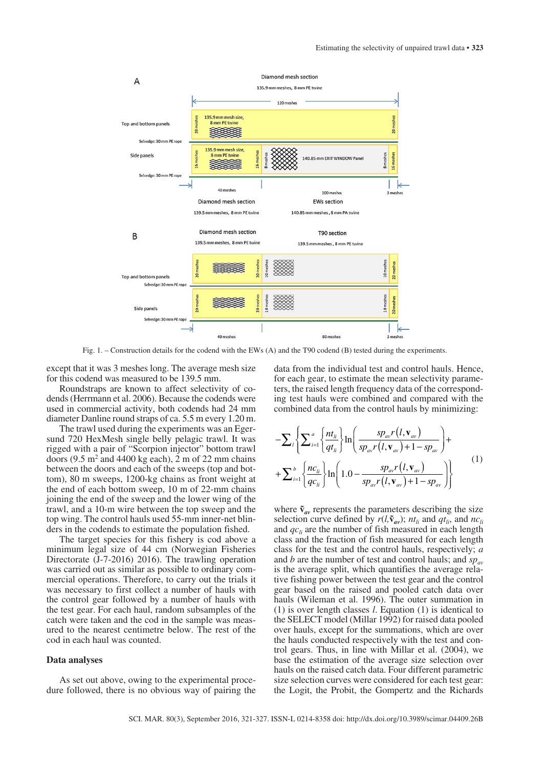Fig. 1. – Construction details for the codend with the EWs (A) and the T90 codend (B) tested during the experiments.

except that it was 3 meshes long. The average mesh size for this codend was measured to be 139.5 mm.

Roundstraps are known to affect selectivity of codends (Herrmann et al. 2006). Because the codends were used in commercial activity, both codends had 24 mm diameter Danline round straps of ca. 5.5 m every 1.20 m.

The trawl used during the experiments was an Egersund 720 HexMesh single belly pelagic trawl. It was rigged with a pair of "Scorpion injector" bottom trawl doors (9.5 m$^2$ and 4400 kg each), 2 m of 22 mm chains between the doors and each of the sweeps (top and bottom), 80 m sweeps, 1200-kg chains as front weight at the end of each bottom sweep, 10 m of 22-mm chains joining the end of the sweep and the lower wing of the trawl, and a 10-m wire between the top sweep and the top wing. The control hauls used 55-mm inner-net blinders in the codends to estimate the population fished.

The target species for this fishery is cod above a minimum legal size of 44 cm (Norwegian Fisheries Directorate (J-7-2016) 2016). The trawling operation was carried out as similar as possible to ordinary commercial operations. Therefore, to carry out the trials it was necessary to first collect a number of hauls with the control gear followed by a number of hauls with the test gear. For each haul, random subsamples of the catch were taken and the cod in the sample was measured to the nearest centimetre below. The rest of the cod in each haul was counted.

## Data analyses

As set out above, owing to the experimental procedure followed, there is no obvious way of pairing the data from the individual test and control hauls. Hence, for each gear, to estimate the mean selectivity parameters, the raised length frequency data of the corresponding test hauls were combined and compared with the combined data from the control hauls by minimizing:

$$-\sum_{l}\left\{\sum_{i=1}^{a}\left\{\frac{nt_{li}}{qt_{li}}\right\}\ln\left(\frac{sp_{av}r\left(l,\mathbf{v}_{av}\right)}{sp_{av}r\left(l,\mathbf{v}_{av}\right)+1-sp_{av}}\right)+\right.$$
$$\left.+\sum_{i=1}^{b}\left\{\frac{nc_{li}}{qc_{li}}\right\}\ln\left(1.0-\frac{sp_{av}r\left(l,\mathbf{v}_{av}\right)}{sp_{av}r\left(l,\mathbf{v}_{av}\right)+1-sp_{av}}\right)\right\} \tag{1}$$

where $\tilde{\mathbf{v}}_{av}$ represents the parameters describing the size selection curve defined by $r(l,\tilde{\mathbf{v}}_{av})$; $nt_{li}$ and $qt_{li}$, and $nc_{li}$ and $qc_{li}$ are the number of fish measured in each length class and the fraction of fish measured for each length class for the test and the control hauls, respectively; $a$ and $b$ are the number of test and control hauls; and $sp_{av}$ is the average split, which quantifies the average relative fishing power between the test gear and the control gear based on the raised and pooled catch data over hauls (Wileman et al. 1996). The outer summation in (1) is over length classes $l$. Equation (1) is identical to the SELECT model (Millar 1992) for raised data pooled over hauls, except for the summations, which are over the hauls conducted respectively with the test and control gears. Thus, in line with Millar et al. (2004), we base the estimation of the average size selection over hauls on the raised catch data. Four different parametric size selection curves were considered for each test gear: the Logit, the Probit, the Gompertz and the Richards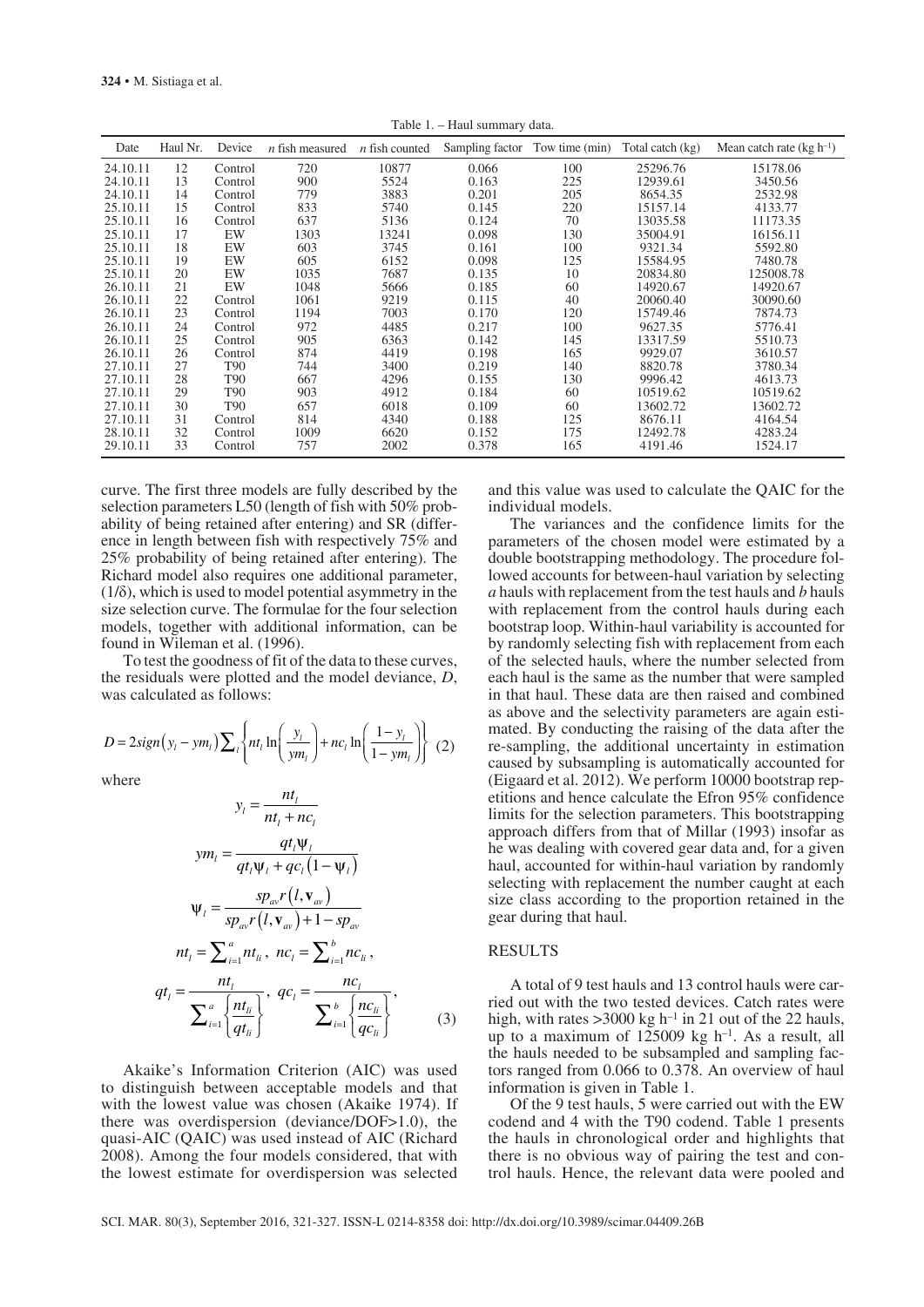Table 1. – Haul summary data.

| Date | Haul Nr. | Device | *n* fish measured | *n* fish counted | Sampling factor | Tow time (min) | Total catch (kg) | Mean catch rate (kg $h^{-1}$) |
|---|---|---|---|---|---|---|---|---|
| 24.10.11 | 12 | Control | 720 | 10877 | 0.066 | 100 | 25296.76 | 15178.06 |
| 24.10.11 | 13 | Control | 900 | 5524 | 0.163 | 225 | 12939.61 | 3450.56 |
| 24.10.11 | 14 | Control | 779 | 3883 | 0.201 | 205 | 8654.35 | 2532.98 |
| 25.10.11 | 15 | Control | 833 | 5740 | 0.145 | 220 | 15157.14 | 4133.77 |
| 25.10.11 | 16 | Control | 637 | 5136 | 0.124 | 70 | 13035.58 | 11173.35 |
| 25.10.11 | 17 | EW | 1303 | 13241 | 0.098 | 130 | 35004.91 | 16156.11 |
| 25.10.11 | 18 | EW | 603 | 3745 | 0.161 | 100 | 9321.34 | 5592.80 |
| 25.10.11 | 19 | EW | 605 | 6152 | 0.098 | 125 | 15584.95 | 7480.78 |
| 25.10.11 | 20 | EW | 1035 | 7687 | 0.135 | 10 | 20834.80 | 125008.78 |
| 26.10.11 | 21 | EW | 1048 | 5666 | 0.185 | 60 | 14920.67 | 14920.67 |
| 26.10.11 | 22 | Control | 1061 | 9219 | 0.115 | 40 | 20060.40 | 30090.60 |
| 26.10.11 | 23 | Control | 1194 | 7003 | 0.170 | 120 | 15749.46 | 7874.73 |
| 26.10.11 | 24 | Control | 972 | 4485 | 0.217 | 100 | 9627.35 | 5776.41 |
| 26.10.11 | 25 | Control | 905 | 6363 | 0.142 | 145 | 13317.59 | 5510.73 |
| 26.10.11 | 26 | Control | 874 | 4419 | 0.198 | 165 | 9929.07 | 3610.57 |
| 27.10.11 | 27 | T90 | 744 | 3400 | 0.219 | 140 | 8820.78 | 3780.34 |
| 27.10.11 | 28 | T90 | 667 | 4296 | 0.155 | 130 | 9996.42 | 4613.73 |
| 27.10.11 | 29 | T90 | 903 | 4912 | 0.184 | 60 | 10519.62 | 10519.62 |
| 27.10.11 | 30 | T90 | 657 | 6018 | 0.109 | 60 | 13602.72 | 13602.72 |
| 27.10.11 | 31 | Control | 814 | 4340 | 0.188 | 125 | 8676.11 | 4164.54 |
| 28.10.11 | 32 | Control | 1009 | 6620 | 0.152 | 175 | 12492.78 | 4283.24 |
| 29.10.11 | 33 | Control | 757 | 2002 | 0.378 | 165 | 4191.46 | 1524.17 |

curve. The first three models are fully described by the selection parameters L50 (length of fish with 50% probability of being retained after entering) and SR (difference in length between fish with respectively 75% and 25% probability of being retained after entering). The Richard model also requires one additional parameter, $(1/\delta)$, which is used to model potential asymmetry in the size selection curve. The formulae for the four selection models, together with additional information, can be found in Wileman et al. (1996).

To test the goodness of fit of the data to these curves, the residuals were plotted and the model deviance, $D$, was calculated as follows:

$$D = 2sign\left(y_l - ym_l\right)\sum_l \left\{ nt_l \ln\left(\frac{y_l}{ym_l}\right) + nc_l \ln\left(\frac{1-y_l}{1-ym_l}\right)\right\} \quad (2)$$

where

$$y_l = \frac{nt_l}{nt_l + nc_l}$$

$$ym_l = \frac{qt_l \Psi_l}{qt_l \Psi_l + qc_l\left(1-\Psi_l\right)}$$

$$\Psi_l = \frac{sp_{av} r\left(l, \mathbf{v}_{av}\right)}{sp_{av} r\left(l, \mathbf{v}_{av}\right) + 1 - sp_{av}}$$

$$nt_l = \sum\nolimits_{i=1}^{a} nt_{li}, \;\; nc_l = \sum\nolimits_{i=1}^{b} nc_{li},$$

$$qt_l = \frac{nt_l}{\sum\nolimits_{i=1}^{a}\left\{\frac{nt_{li}}{qt_{li}}\right\}}, \;\; qc_l = \frac{nc_l}{\sum\nolimits_{i=1}^{b}\left\{\frac{nc_{li}}{qc_{li}}\right\}}, \quad (3)$$

Akaike's Information Criterion (AIC) was used to distinguish between acceptable models and that with the lowest value was chosen (Akaike 1974). If there was overdispersion (deviance/DOF>1.0), the quasi-AIC (QAIC) was used instead of AIC (Richard 2008). Among the four models considered, that with the lowest estimate for overdispersion was selected and this value was used to calculate the QAIC for the individual models.

The variances and the confidence limits for the parameters of the chosen model were estimated by a double bootstrapping methodology. The procedure followed accounts for between-haul variation by selecting $a$ hauls with replacement from the test hauls and $b$ hauls with replacement from the control hauls during each bootstrap loop. Within-haul variability is accounted for by randomly selecting fish with replacement from each of the selected hauls, where the number selected from each haul is the same as the number that were sampled in that haul. These data are then raised and combined as above and the selectivity parameters are again estimated. By conducting the raising of the data after the re-sampling, the additional uncertainty in estimation caused by subsampling is automatically accounted for (Eigaard et al. 2012). We perform 10000 bootstrap repetitions and hence calculate the Efron 95% confidence limits for the selection parameters. This bootstrapping approach differs from that of Millar (1993) insofar as he was dealing with covered gear data and, for a given haul, accounted for within-haul variation by randomly selecting with replacement the number caught at each size class according to the proportion retained in the gear during that haul.

## RESULTS

A total of 9 test hauls and 13 control hauls were carried out with the two tested devices. Catch rates were high, with rates >3000 kg $h^{-1}$ in 21 out of the 22 hauls, up to a maximum of 125009 kg $h^{-1}$. As a result, all the hauls needed to be subsampled and sampling factors ranged from 0.066 to 0.378. An overview of haul information is given in Table 1.

Of the 9 test hauls, 5 were carried out with the EW codend and 4 with the T90 codend. Table 1 presents the hauls in chronological order and highlights that there is no obvious way of pairing the test and control hauls. Hence, the relevant data were pooled and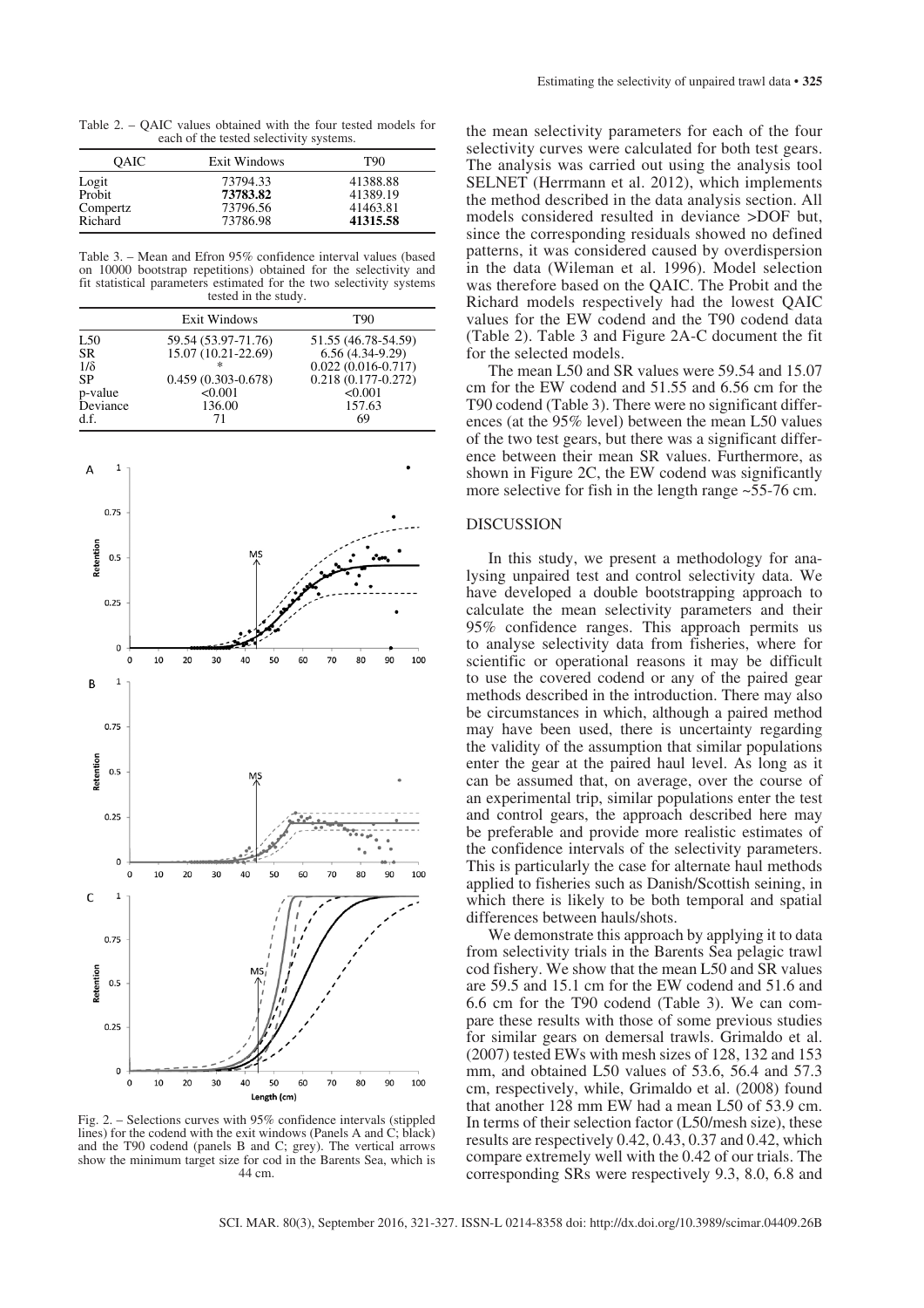Table 2. – QAIC values obtained with the four tested models for each of the tested selectivity systems.

| QAIC | Exit Windows | T90 |
|---|---|---|
| Logit | 73794.33 | 41388.88 |
| Probit | **73783.82** | 41389.19 |
| Compertz | 73796.56 | 41463.81 |
| Richard | 73786.98 | **41315.58** |

Table 3. – Mean and Efron 95% confidence interval values (based on 10000 bootstrap repetitions) obtained for the selectivity and fit statistical parameters estimated for the two selectivity systems tested in the study.

| | Exit Windows | T90 |
|---|---|---|
| L50 | 59.54 (53.97-71.76) | 51.55 (46.78-54.59) |
| SR | 15.07 (10.21-22.69) | 6.56 (4.34-9.29) |
| 1/δ | * | 0.022 (0.016-0.717) |
| SP | 0.459 (0.303-0.678) | 0.218 (0.177-0.272) |
| p-value | <0.001 | <0.001 |
| Deviance | 136.00 | 157.63 |
| d.f. | 71 | 69 |

Fig. 2. – Selections curves with 95% confidence intervals (stippled lines) for the codend with the exit windows (Panels A and C; black) and the T90 codend (panels B and C; grey). The vertical arrows show the minimum target size for cod in the Barents Sea, which is 44 cm.

the mean selectivity parameters for each of the four selectivity curves were calculated for both test gears. The analysis was carried out using the analysis tool SELNET (Herrmann et al. 2012), which implements the method described in the data analysis section. All models considered resulted in deviance >DOF but, since the corresponding residuals showed no defined patterns, it was considered caused by overdispersion in the data (Wileman et al. 1996). Model selection was therefore based on the QAIC. The Probit and the Richard models respectively had the lowest QAIC values for the EW codend and the T90 codend data (Table 2). Table 3 and Figure 2A-C document the fit for the selected models.

The mean L50 and SR values were 59.54 and 15.07 cm for the EW codend and 51.55 and 6.56 cm for the T90 codend (Table 3). There were no significant differences (at the 95% level) between the mean L50 values of the two test gears, but there was a significant difference between their mean SR values. Furthermore, as shown in Figure 2C, the EW codend was significantly more selective for fish in the length range ~55-76 cm.

## DISCUSSION

In this study, we present a methodology for analysing unpaired test and control selectivity data. We have developed a double bootstrapping approach to calculate the mean selectivity parameters and their 95% confidence ranges. This approach permits us to analyse selectivity data from fisheries, where for scientific or operational reasons it may be difficult to use the covered codend or any of the paired gear methods described in the introduction. There may also be circumstances in which, although a paired method may have been used, there is uncertainty regarding the validity of the assumption that similar populations enter the gear at the paired haul level. As long as it can be assumed that, on average, over the course of an experimental trip, similar populations enter the test and control gears, the approach described here may be preferable and provide more realistic estimates of the confidence intervals of the selectivity parameters. This is particularly the case for alternate haul methods applied to fisheries such as Danish/Scottish seining, in which there is likely to be both temporal and spatial differences between hauls/shots.

We demonstrate this approach by applying it to data from selectivity trials in the Barents Sea pelagic trawl cod fishery. We show that the mean L50 and SR values are 59.5 and 15.1 cm for the EW codend and 51.6 and 6.6 cm for the T90 codend (Table 3). We can compare these results with those of some previous studies for similar gears on demersal trawls. Grimaldo et al. (2007) tested EWs with mesh sizes of 128, 132 and 153 mm, and obtained L50 values of 53.6, 56.4 and 57.3 cm, respectively, while, Grimaldo et al. (2008) found that another 128 mm EW had a mean L50 of 53.9 cm. In terms of their selection factor (L50/mesh size), these results are respectively 0.42, 0.43, 0.37 and 0.42, which compare extremely well with the 0.42 of our trials. The corresponding SRs were respectively 9.3, 8.0, 6.8 and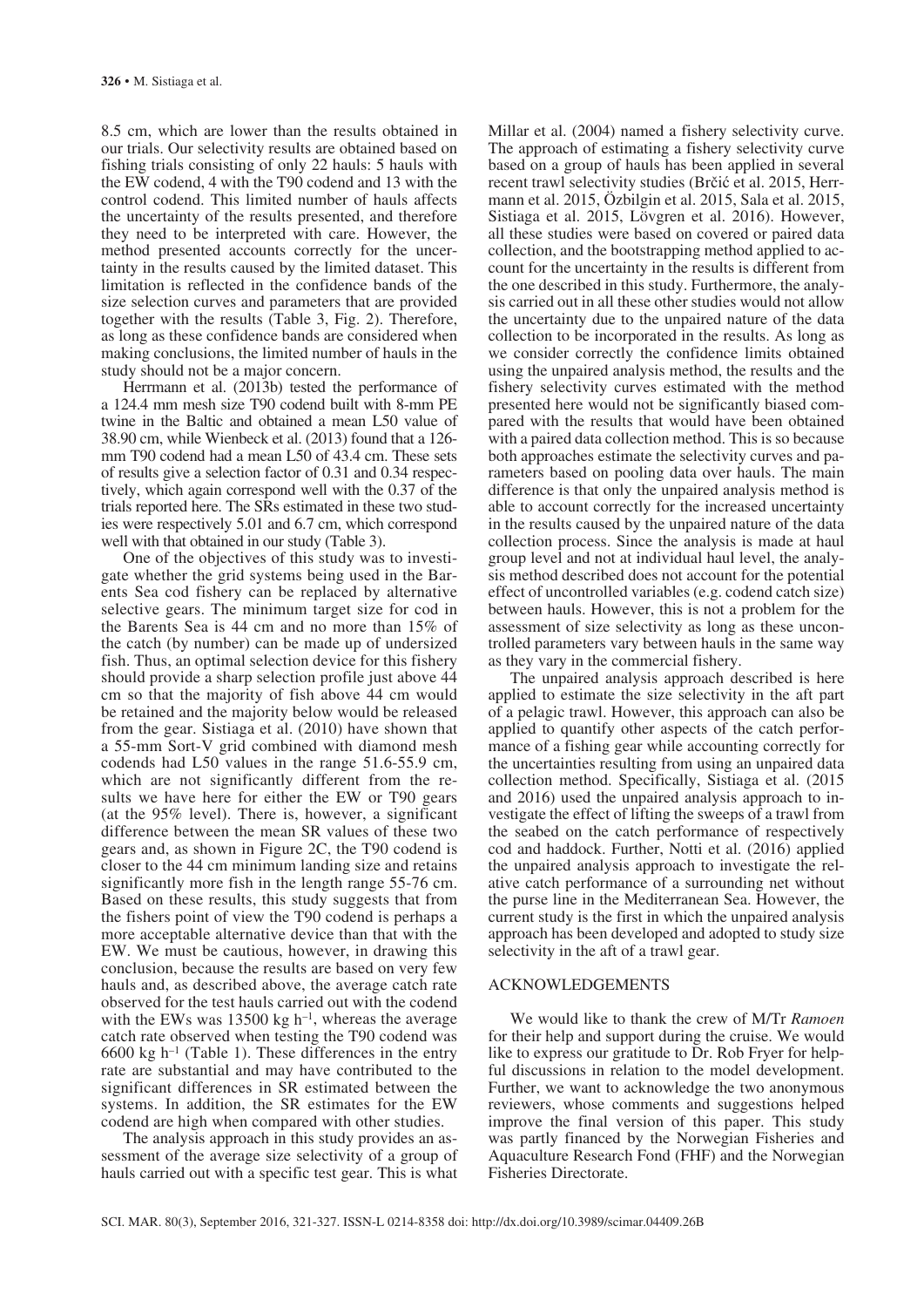8.5 cm, which are lower than the results obtained in our trials. Our selectivity results are obtained based on fishing trials consisting of only 22 hauls: 5 hauls with the EW codend, 4 with the T90 codend and 13 with the control codend. This limited number of hauls affects the uncertainty of the results presented, and therefore they need to be interpreted with care. However, the method presented accounts correctly for the uncertainty in the results caused by the limited dataset. This limitation is reflected in the confidence bands of the size selection curves and parameters that are provided together with the results (Table 3, Fig. 2). Therefore, as long as these confidence bands are considered when making conclusions, the limited number of hauls in the study should not be a major concern.

Herrmann et al. (2013b) tested the performance of a 124.4 mm mesh size T90 codend built with 8-mm PE twine in the Baltic and obtained a mean L50 value of 38.90 cm, while Wienbeck et al. (2013) found that a 126-mm T90 codend had a mean L50 of 43.4 cm. These sets of results give a selection factor of 0.31 and 0.34 respectively, which again correspond well with the 0.37 of the trials reported here. The SRs estimated in these two studies were respectively 5.01 and 6.7 cm, which correspond well with that obtained in our study (Table 3).

One of the objectives of this study was to investigate whether the grid systems being used in the Barents Sea cod fishery can be replaced by alternative selective gears. The minimum target size for cod in the Barents Sea is 44 cm and no more than 15% of the catch (by number) can be made up of undersized fish. Thus, an optimal selection device for this fishery should provide a sharp selection profile just above 44 cm so that the majority of fish above 44 cm would be retained and the majority below would be released from the gear. Sistiaga et al. (2010) have shown that a 55-mm Sort-V grid combined with diamond mesh codends had L50 values in the range 51.6-55.9 cm, which are not significantly different from the results we have here for either the EW or T90 gears (at the 95% level). There is, however, a significant difference between the mean SR values of these two gears and, as shown in Figure 2C, the T90 codend is closer to the 44 cm minimum landing size and retains significantly more fish in the length range 55-76 cm. Based on these results, this study suggests that from the fishers point of view the T90 codend is perhaps a more acceptable alternative device than that with the EW. We must be cautious, however, in drawing this conclusion, because the results are based on very few hauls and, as described above, the average catch rate observed for the test hauls carried out with the codend with the EWs was 13500 kg $h^{-1}$, whereas the average catch rate observed when testing the T90 codend was 6600 kg $h^{-1}$ (Table 1). These differences in the entry rate are substantial and may have contributed to the significant differences in SR estimated between the systems. In addition, the SR estimates for the EW codend are high when compared with other studies.

The analysis approach in this study provides an assessment of the average size selectivity of a group of hauls carried out with a specific test gear. This is what Millar et al. (2004) named a fishery selectivity curve. The approach of estimating a fishery selectivity curve based on a group of hauls has been applied in several recent trawl selectivity studies (Brčić et al. 2015, Herrmann et al. 2015, Özbilgin et al. 2015, Sala et al. 2015, Sistiaga et al. 2015, Lövgren et al. 2016). However, all these studies were based on covered or paired data collection, and the bootstrapping method applied to account for the uncertainty in the results is different from the one described in this study. Furthermore, the analysis carried out in all these other studies would not allow the uncertainty due to the unpaired nature of the data collection to be incorporated in the results. As long as we consider correctly the confidence limits obtained using the unpaired analysis method, the results and the fishery selectivity curves estimated with the method presented here would not be significantly biased compared with the results that would have been obtained with a paired data collection method. This is so because both approaches estimate the selectivity curves and parameters based on pooling data over hauls. The main difference is that only the unpaired analysis method is able to account correctly for the increased uncertainty in the results caused by the unpaired nature of the data collection process. Since the analysis is made at haul group level and not at individual haul level, the analysis method described does not account for the potential effect of uncontrolled variables (e.g. codend catch size) between hauls. However, this is not a problem for the assessment of size selectivity as long as these uncontrolled parameters vary between hauls in the same way as they vary in the commercial fishery.

The unpaired analysis approach described is here applied to estimate the size selectivity in the aft part of a pelagic trawl. However, this approach can also be applied to quantify other aspects of the catch performance of a fishing gear while accounting correctly for the uncertainties resulting from using an unpaired data collection method. Specifically, Sistiaga et al. (2015 and 2016) used the unpaired analysis approach to investigate the effect of lifting the sweeps of a trawl from the seabed on the catch performance of respectively cod and haddock. Further, Notti et al. (2016) applied the unpaired analysis approach to investigate the relative catch performance of a surrounding net without the purse line in the Mediterranean Sea. However, the current study is the first in which the unpaired analysis approach has been developed and adopted to study size selectivity in the aft of a trawl gear.

## ACKNOWLEDGEMENTS

We would like to thank the crew of M/Tr *Ramoen* for their help and support during the cruise. We would like to express our gratitude to Dr. Rob Fryer for helpful discussions in relation to the model development. Further, we want to acknowledge the two anonymous reviewers, whose comments and suggestions helped improve the final version of this paper. This study was partly financed by the Norwegian Fisheries and Aquaculture Research Fond (FHF) and the Norwegian Fisheries Directorate.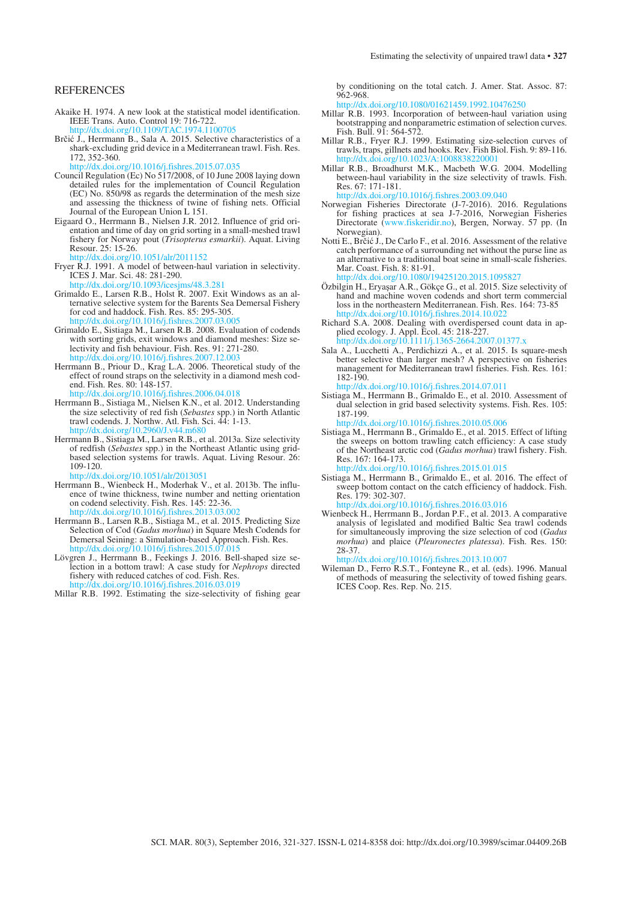## REFERENCES

Akaike H. 1974. A new look at the statistical model identification. IEEE Trans. Auto. Control 19: 716-722. http://dx.doi.org/10.1109/TAC.1974.1100705

Brčić J., Herrmann B., Sala A. 2015. Selective characteristics of a shark-excluding grid device in a Mediterranean trawl. Fish. Res. 172, 352-360. http://dx.doi.org/10.1016/j.fishres.2015.07.035

Council Regulation (Ec) No 517/2008, of 10 June 2008 laying down detailed rules for the implementation of Council Regulation (EC) No. 850/98 as regards the determination of the mesh size and assessing the thickness of twine of fishing nets. Official Journal of the European Union L 151.

Eigaard O., Herrmann B., Nielsen J.R. 2012. Influence of grid orientation and time of day on grid sorting in a small-meshed trawl fishery for Norway pout (*Trisopterus esmarkii*). Aquat. Living Resour. 25: 15-26. http://dx.doi.org/10.1051/alr/2011152

Fryer R.J. 1991. A model of between-haul variation in selectivity. ICES J. Mar. Sci. 48: 281-290. http://dx.doi.org/10.1093/icesjms/48.3.281

Grimaldo E., Larsen R.B., Holst R. 2007. Exit Windows as an alternative selective system for the Barents Sea Demersal Fishery for cod and haddock. Fish. Res. 85: 295-305. http://dx.doi.org/10.1016/j.fishres.2007.03.005

Grimaldo E., Sistiaga M., Larsen R.B. 2008. Evaluation of codends with sorting grids, exit windows and diamond meshes: Size selectivity and fish behaviour. Fish. Res. 91: 271-280. http://dx.doi.org/10.1016/j.fishres.2007.12.003

Herrmann B., Priour D., Krag L.A. 2006. Theoretical study of the effect of round straps on the selectivity in a diamond mesh codend. Fish. Res. 80: 148-157. http://dx.doi.org/10.1016/j.fishres.2006.04.018

Herrmann B., Sistiaga M., Nielsen K.N., et al. 2012. Understanding the size selectivity of red fish (*Sebastes* spp.) in North Atlantic trawl codends. J. Northw. Atl. Fish. Sci. 44: 1-13. http://dx.doi.org/10.2960/J.v44.m680

Herrmann B., Sistiaga M., Larsen R.B., et al. 2013a. Size selectivity of redfish (*Sebastes* spp.) in the Northeast Atlantic using grid-based selection systems for trawls. Aquat. Living Resour. 26: 109-120. http://dx.doi.org/10.1051/alr/2013051

Herrmann B., Wienbeck H., Moderhak V., et al. 2013b. The influence of twine thickness, twine number and netting orientation on codend selectivity. Fish. Res. 145: 22-36. http://dx.doi.org/10.1016/j.fishres.2013.03.002

Herrmann B., Larsen R.B., Sistiaga M., et al. 2015. Predicting Size Selection of Cod (*Gadus morhua*) in Square Mesh Codends for Demersal Seining: a Simulation-based Approach. Fish. Res. http://dx.doi.org/10.1016/j.fishres.2015.07.015

Lövgren J., Herrmann B., Feekings J. 2016. Bell-shaped size selection in a bottom trawl: A case study for *Nephrops* directed fishery with reduced catches of cod. Fish. Res. http://dx.doi.org/10.1016/j.fishres.2016.03.019

Millar R.B. 1992. Estimating the size-selectivity of fishing gear by conditioning on the total catch. J. Amer. Stat. Assoc. 87: 962-968. http://dx.doi.org/10.1080/01621459.1992.10476250

Millar R.B. 1993. Incorporation of between-haul variation using bootstrapping and nonparametric estimation of selection curves. Fish. Bull. 91: 564-572.

Millar R.B., Fryer R.J. 1999. Estimating size-selection curves of trawls, traps, gillnets and hooks. Rev. Fish Biol. Fish. 9: 89-116. http://dx.doi.org/10.1023/A:1008838220001

Millar R.B., Broadhurst M.K., Macbeth W.G. 2004. Modelling between-haul variability in the size selectivity of trawls. Fish. Res. 67: 171-181. http://dx.doi.org/10.1016/j.fishres.2003.09.040

Norwegian Fisheries Directorate (J-7-2016). 2016. Regulations for fishing practices at sea J-7-2016, Norwegian Fisheries Directorate (www.fiskeridir.no), Bergen, Norway. 57 pp. (In Norwegian).

Notti E., Brčić J., De Carlo F., et al. 2016. Assessment of the relative catch performance of a surrounding net without the purse line as an alternative to a traditional boat seine in small-scale fisheries. Mar. Coast. Fish. 8: 81-91. http://dx.doi.org/10.1080/19425120.2015.1095827

Özbilgin H., Eryaşar A.R., Gökçe G., et al. 2015. Size selectivity of hand and machine woven codends and short term commercial loss in the northeastern Mediterranean. Fish. Res. 164: 73-85 http://dx.doi.org/10.1016/j.fishres.2014.10.022

Richard S.A. 2008. Dealing with overdispersed count data in applied ecology. J. Appl. Ecol. 45: 218-227. http://dx.doi.org/10.1111/j.1365-2664.2007.01377.x

Sala A., Lucchetti A., Perdichizzi A., et al. 2015. Is square-mesh better selective than larger mesh? A perspective on fisheries management for Mediterranean trawl fisheries. Fish. Res. 161: 182-190. http://dx.doi.org/10.1016/j.fishres.2014.07.011

Sistiaga M., Herrmann B., Grimaldo E., et al. 2010. Assessment of dual selection in grid based selectivity systems. Fish. Res. 105: 187-199. http://dx.doi.org/10.1016/j.fishres.2010.05.006

Sistiaga M., Herrmann B., Grimaldo E., et al. 2015. Effect of lifting the sweeps on bottom trawling catch efficiency: A case study of the Northeast arctic cod (*Gadus morhua*) trawl fishery. Fish. Res. 167: 164-173. http://dx.doi.org/10.1016/j.fishres.2015.01.015

Sistiaga M., Herrmann B., Grimaldo E., et al. 2016. The effect of sweep bottom contact on the catch efficiency of haddock. Fish. Res. 179: 302-307. http://dx.doi.org/10.1016/j.fishres.2016.03.016

Wienbeck H., Herrmann B., Jordan P.F., et al. 2013. A comparative analysis of legislated and modified Baltic Sea trawl codends for simultaneously improving the size selection of cod (*Gadus morhua*) and plaice (*Pleuronectes platessa*). Fish. Res. 150: 28-37. http://dx.doi.org/10.1016/j.fishres.2013.10.007

Wileman D., Ferro R.S.T., Fonteyne R., et al. (eds). 1996. Manual of methods of measuring the selectivity of towed fishing gears. ICES Coop. Res. Rep. No. 215.